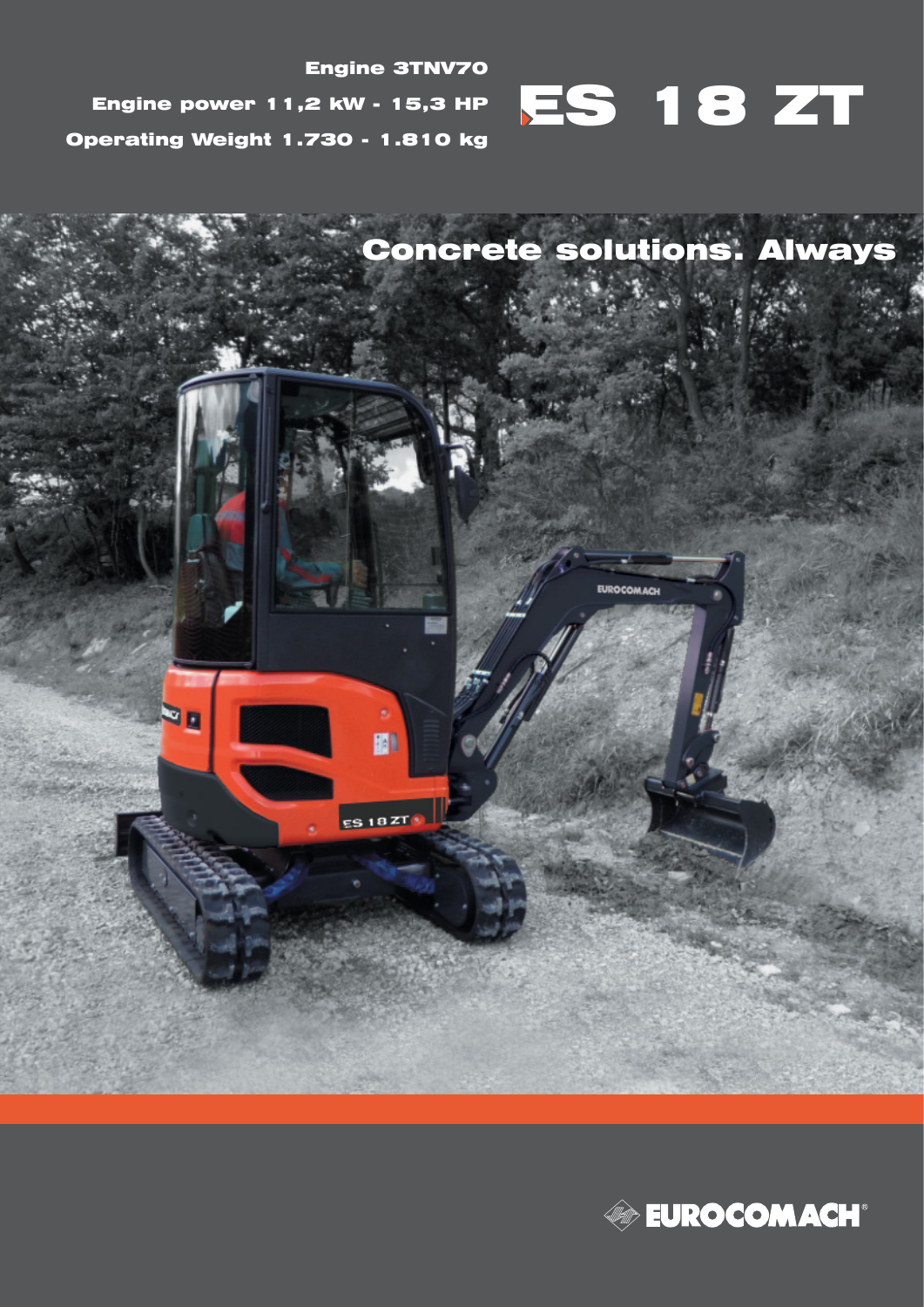**Engine 3TNV70**

**Engine power 11,2 kW - 15,3 HP**

**Operating Weight 1.730 - 1.810 kg**

# ES 18 ZT

## Concrete solutions. Always

EUROCOMACH®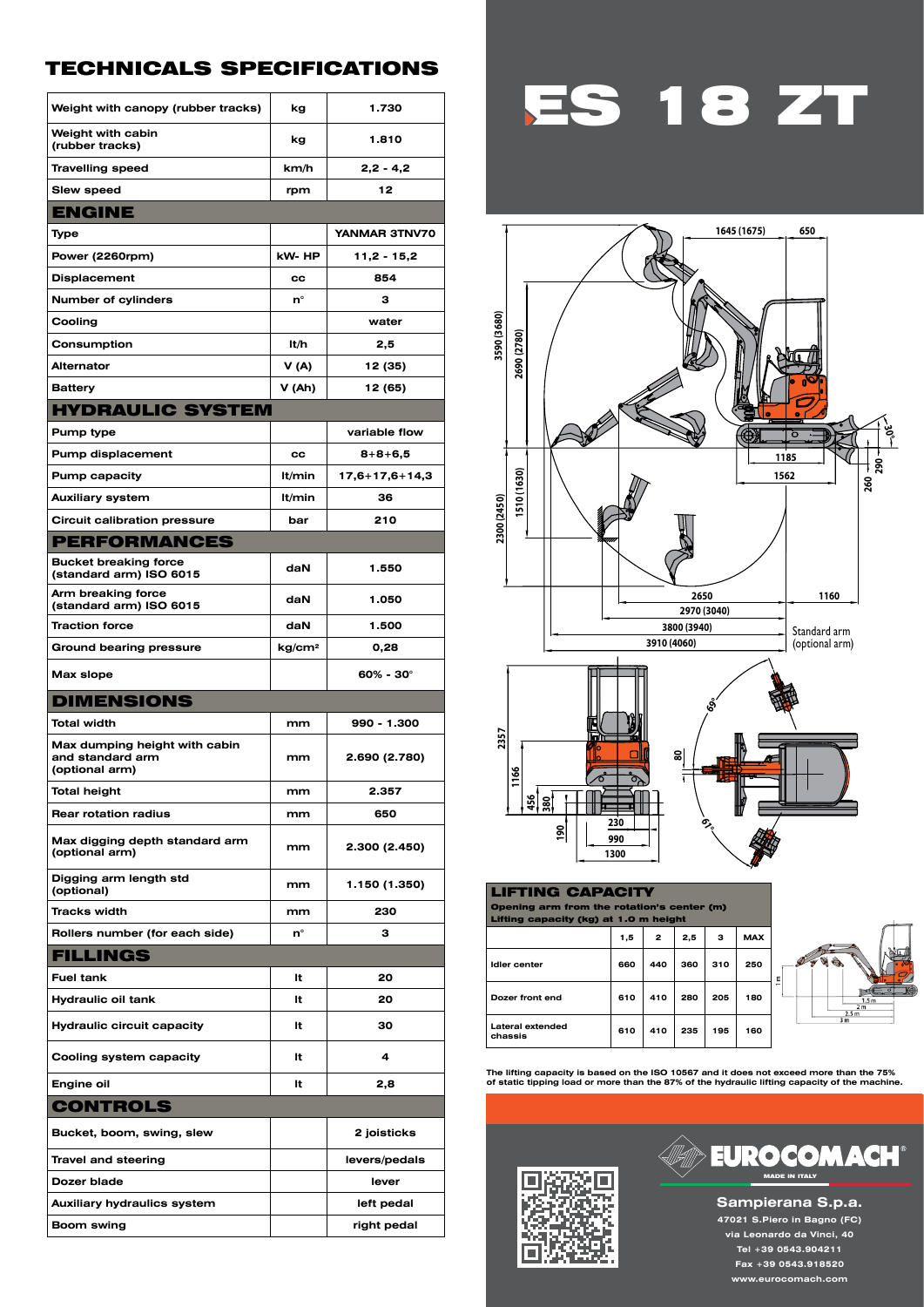# TECHNICALS SPECIFICATIONS

| | | |
|---|---|---|
| Weight with canopy (rubber tracks) | kg | 1.730 |
| Weight with cabin (rubber tracks) | kg | 1.810 |
| Travelling speed | km/h | 2,2 - 4,2 |
| Slew speed | rpm | 12 |
| **ENGINE** | | |
| Type | | YANMAR 3TNV70 |
| Power (2260rpm) | kW- HP | 11,2 - 15,2 |
| Displacement | cc | 854 |
| Number of cylinders | n° | 3 |
| Cooling | | water |
| Consumption | lt/h | 2,5 |
| Alternator | V (A) | 12 (35) |
| Battery | V (Ah) | 12 (65) |
| **HYDRAULIC SYSTEM** | | |
| Pump type | | variable flow |
| Pump displacement | cc | 8+8+6,5 |
| Pump capacity | lt/min | 17,6+17,6+14,3 |
| Auxiliary system | lt/min | 36 |
| Circuit calibration pressure | bar | 210 |
| **PERFORMANCES** | | |
| Bucket breaking force (standard arm) ISO 6015 | daN | 1.550 |
| Arm breaking force (standard arm) ISO 6015 | daN | 1.050 |
| Traction force | daN | 1.500 |
| Ground bearing pressure | kg/cm² | 0,28 |
| Max slope | | 60% - 30° |
| **DIMENSIONS** | | |
| Total width | mm | 990 - 1.300 |
| Max dumping height with cabin and standard arm (optional arm) | mm | 2.690 (2.780) |
| Total height | mm | 2.357 |
| Rear rotation radius | mm | 650 |
| Max digging depth standard arm (optional arm) | mm | 2.300 (2.450) |
| Digging arm length std (optional) | mm | 1.150 (1.350) |
| Tracks width | mm | 230 |
| Rollers number (for each side) | n° | 3 |
| **FILLINGS** | | |
| Fuel tank | lt | 20 |
| Hydraulic oil tank | lt | 20 |
| Hydraulic circuit capacity | lt | 30 |
| Cooling system capacity | lt | 4 |
| Engine oil | lt | 2,8 |
| **CONTROLS** | | |
| Bucket, boom, swing, slew | | 2 joisticks |
| Travel and steering | | levers/pedals |
| Dozer blade | | lever |
| Auxiliary hydraulics system | | left pedal |
| Boom swing | | right pedal |

# ES 18 ZT

1645 (1675) 650
3590 (3680) 2690 (2780)
1185 1562
30° 290 260
2300 (2450) 1510 (1630)
2650 1160
2970 (3040)
3800 (3940)
3910 (4060)
Standard arm (optional arm)

2357 1166 456 380 190
230 990 1300
80 69° 61°

## LIFTING CAPACITY

Opening arm from the rotation's center (m)
Lifting capacity (kg) at 1.0 m height

| | 1,5 | 2 | 2,5 | 3 | MAX |
|---|---|---|---|---|---|
| Idler center | 660 | 440 | 360 | 310 | 250 |
| Dozer front end | 610 | 410 | 280 | 205 | 180 |
| Lateral extended chassis | 610 | 410 | 235 | 195 | 160 |

1 m 1.5 m 2 m 2.5 m 3 m

The lifting capacity is based on the ISO 10567 and it does not exceed more than the 75% of static tipping load or more than the 87% of the hydraulic lifting capacity of the machine.

EUROCOMACH® MADE IN ITALY

**Sampierana S.p.a.**
47021 S.Piero in Bagno (FC)
via Leonardo da Vinci, 40
Tel +39 0543.904211
Fax +39 0543.918520
www.eurocomach.com